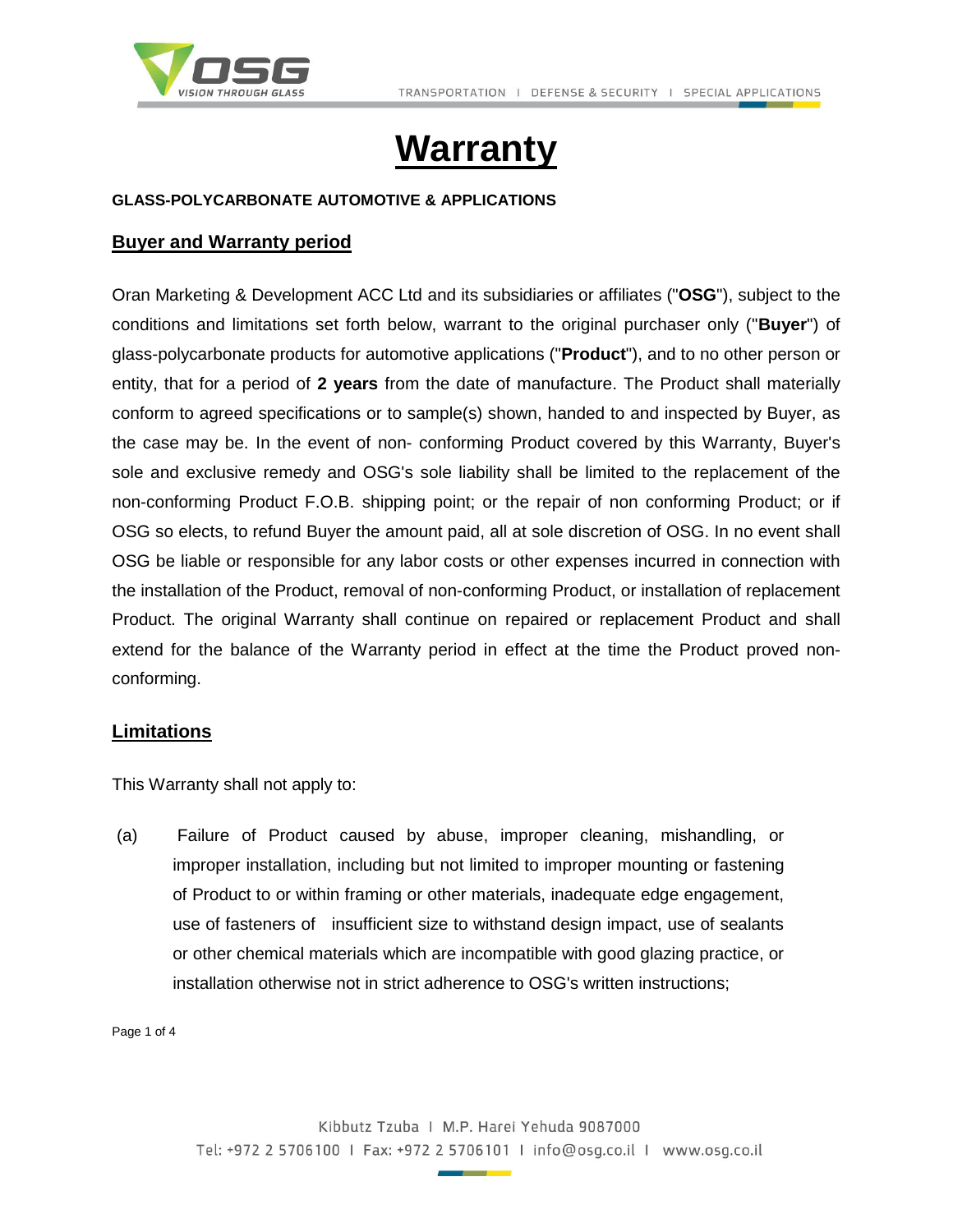# Warranty

**GLASS-POLYCARBONATE AUTOMOTIVE & APPLICATIONS**

## Buyer and Warranty period

Oran Marketing & Development ACC Ltd and its subsidiaries or affiliates ("**OSG**"), subject to the conditions and limitations set forth below, warrant to the original purchaser only ("**Buyer**") of glass-polycarbonate products for automotive applications ("**Product**"), and to no other person or entity, that for a period of **2 years** from the date of manufacture. The Product shall materially conform to agreed specifications or to sample(s) shown, handed to and inspected by Buyer, as the case may be. In the event of non- conforming Product covered by this Warranty, Buyer's sole and exclusive remedy and OSG's sole liability shall be limited to the replacement of the non-conforming Product F.O.B. shipping point; or the repair of non conforming Product; or if OSG so elects, to refund Buyer the amount paid, all at sole discretion of OSG. In no event shall OSG be liable or responsible for any labor costs or other expenses incurred in connection with the installation of the Product, removal of non-conforming Product, or installation of replacement Product. The original Warranty shall continue on repaired or replacement Product and shall extend for the balance of the Warranty period in effect at the time the Product proved non-conforming.

## Limitations

This Warranty shall not apply to:

(a) Failure of Product caused by abuse, improper cleaning, mishandling, or improper installation, including but not limited to improper mounting or fastening of Product to or within framing or other materials, inadequate edge engagement, use of fasteners of insufficient size to withstand design impact, use of sealants or other chemical materials which are incompatible with good glazing practice, or installation otherwise not in strict adherence to OSG's written instructions;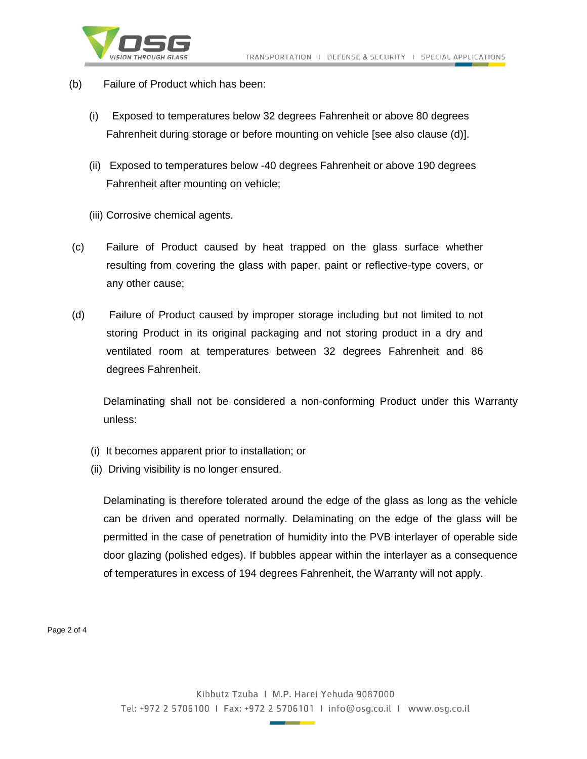(b) Failure of Product which has been:

(i) Exposed to temperatures below 32 degrees Fahrenheit or above 80 degrees Fahrenheit during storage or before mounting on vehicle [see also clause (d)].

(ii) Exposed to temperatures below -40 degrees Fahrenheit or above 190 degrees Fahrenheit after mounting on vehicle;

(iii) Corrosive chemical agents.

(c) Failure of Product caused by heat trapped on the glass surface whether resulting from covering the glass with paper, paint or reflective-type covers, or any other cause;

(d) Failure of Product caused by improper storage including but not limited to not storing Product in its original packaging and not storing product in a dry and ventilated room at temperatures between 32 degrees Fahrenheit and 86 degrees Fahrenheit.

Delaminating shall not be considered a non-conforming Product under this Warranty unless:

(i) It becomes apparent prior to installation; or
(ii) Driving visibility is no longer ensured.

Delaminating is therefore tolerated around the edge of the glass as long as the vehicle can be driven and operated normally. Delaminating on the edge of the glass will be permitted in the case of penetration of humidity into the PVB interlayer of operable side door glazing (polished edges). If bubbles appear within the interlayer as a consequence of temperatures in excess of 194 degrees Fahrenheit, the Warranty will not apply.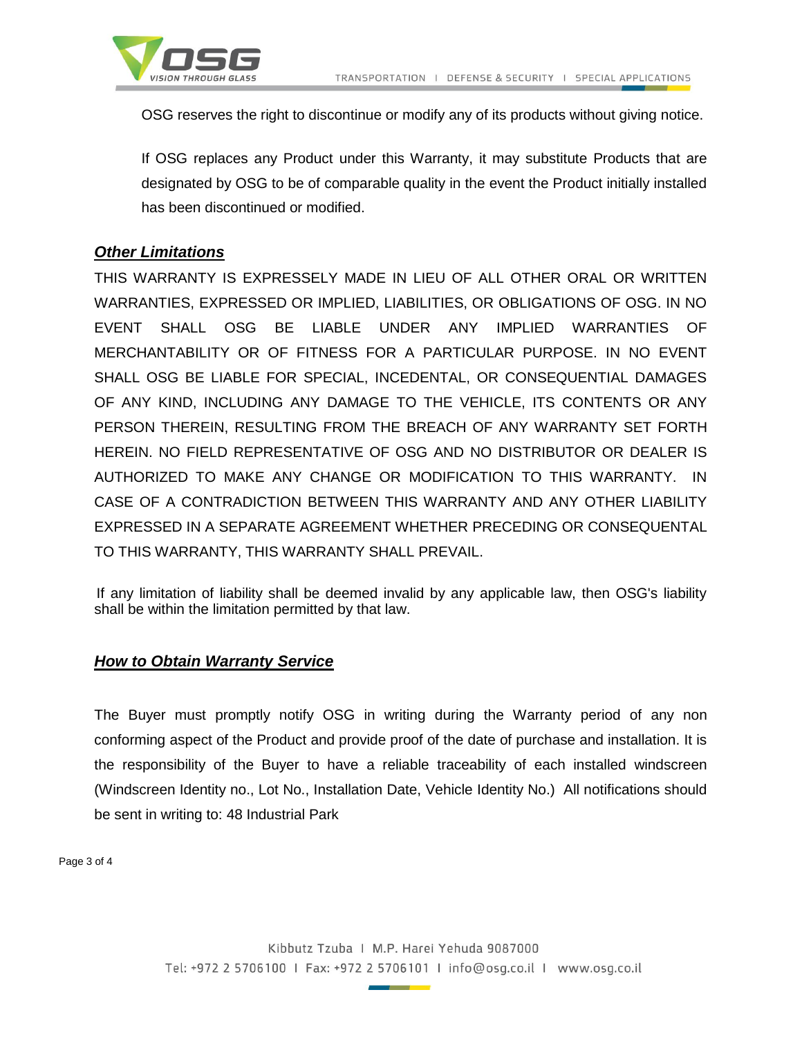OSG reserves the right to discontinue or modify any of its products without giving notice.

If OSG replaces any Product under this Warranty, it may substitute Products that are designated by OSG to be of comparable quality in the event the Product initially installed has been discontinued or modified.

## ***Other Limitations***

THIS WARRANTY IS EXPRESSELY MADE IN LIEU OF ALL OTHER ORAL OR WRITTEN WARRANTIES, EXPRESSED OR IMPLIED, LIABILITIES, OR OBLIGATIONS OF OSG. IN NO EVENT SHALL OSG BE LIABLE UNDER ANY IMPLIED WARRANTIES OF MERCHANTABILITY OR OF FITNESS FOR A PARTICULAR PURPOSE. IN NO EVENT SHALL OSG BE LIABLE FOR SPECIAL, INCEDENTAL, OR CONSEQUENTIAL DAMAGES OF ANY KIND, INCLUDING ANY DAMAGE TO THE VEHICLE, ITS CONTENTS OR ANY PERSON THEREIN, RESULTING FROM THE BREACH OF ANY WARRANTY SET FORTH HEREIN. NO FIELD REPRESENTATIVE OF OSG AND NO DISTRIBUTOR OR DEALER IS AUTHORIZED TO MAKE ANY CHANGE OR MODIFICATION TO THIS WARRANTY. IN CASE OF A CONTRADICTION BETWEEN THIS WARRANTY AND ANY OTHER LIABILITY EXPRESSED IN A SEPARATE AGREEMENT WHETHER PRECEDING OR CONSEQUENTAL TO THIS WARRANTY, THIS WARRANTY SHALL PREVAIL.

If any limitation of liability shall be deemed invalid by any applicable law, then OSG's liability shall be within the limitation permitted by that law.

## ***How to Obtain Warranty Service***

The Buyer must promptly notify OSG in writing during the Warranty period of any non conforming aspect of the Product and provide proof of the date of purchase and installation. It is the responsibility of the Buyer to have a reliable traceability of each installed windscreen (Windscreen Identity no., Lot No., Installation Date, Vehicle Identity No.) All notifications should be sent in writing to: 48 Industrial Park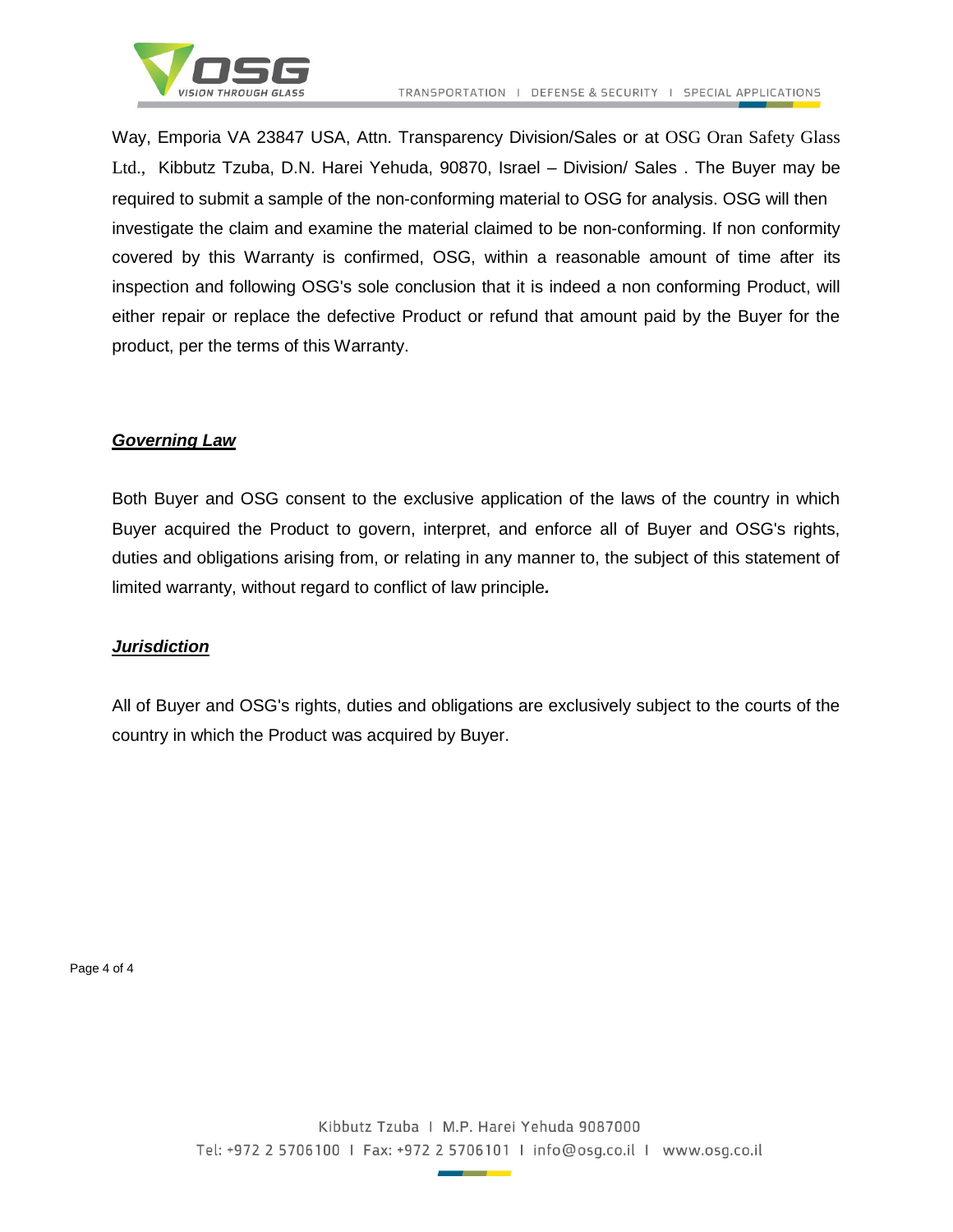Way, Emporia VA 23847 USA, Attn. Transparency Division/Sales or at OSG Oran Safety Glass Ltd., Kibbutz Tzuba, D.N. Harei Yehuda, 90870, Israel – Division/ Sales . The Buyer may be required to submit a sample of the non-conforming material to OSG for analysis. OSG will then investigate the claim and examine the material claimed to be non-conforming. If non conformity covered by this Warranty is confirmed, OSG, within a reasonable amount of time after its inspection and following OSG's sole conclusion that it is indeed a non conforming Product, will either repair or replace the defective Product or refund that amount paid by the Buyer for the product, per the terms of this Warranty.

***Governing Law***

Both Buyer and OSG consent to the exclusive application of the laws of the country in which Buyer acquired the Product to govern, interpret, and enforce all of Buyer and OSG's rights, duties and obligations arising from, or relating in any manner to, the subject of this statement of limited warranty, without regard to conflict of law principle.

***Jurisdiction***

All of Buyer and OSG's rights, duties and obligations are exclusively subject to the courts of the country in which the Product was acquired by Buyer.